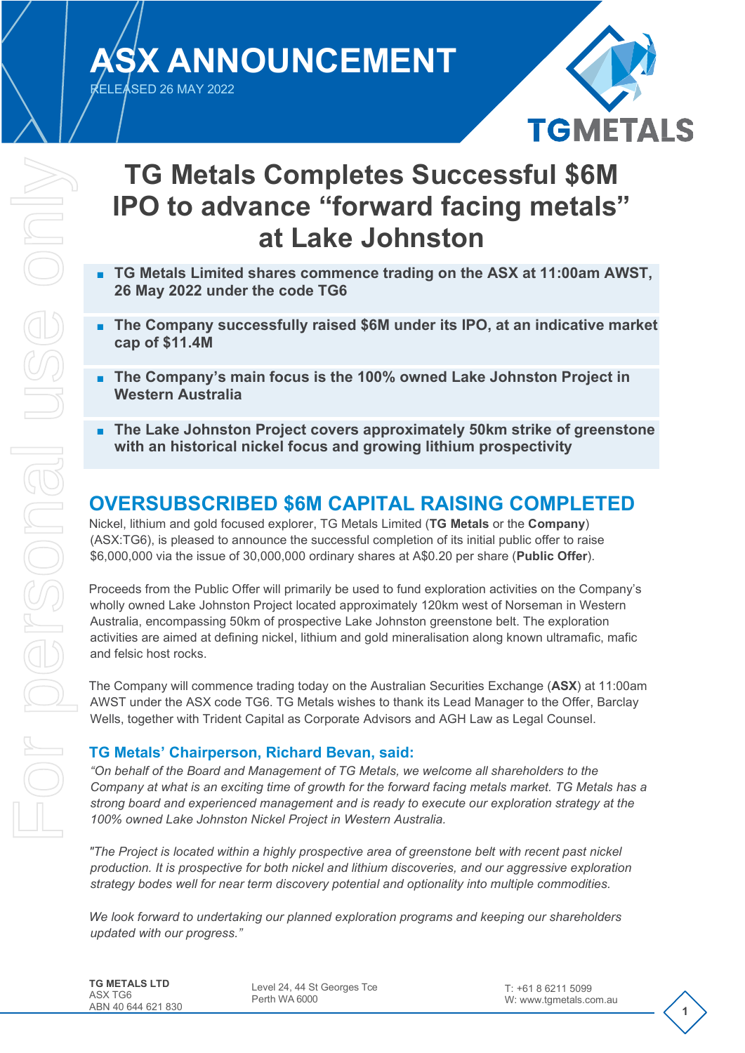# ASX ANNOUNCEMENT

RELEASED 26 MAY 2022

# TG Metals Completes Successful $6M IPO to advance "forward facing metals" at Lake Johnston

- **TG Metals Limited shares commence trading on the ASX at 11:00am AWST, 26 May 2022 under the code TG6**
- **The Company successfully raised $6M under its IPO, at an indicative market cap of $11.4M**
- **The Company's main focus is the 100% owned Lake Johnston Project in Western Australia**
- **The Lake Johnston Project covers approximately 50km strike of greenstone with an historical nickel focus and growing lithium prospectivity**

## OVERSUBSCRIBED $6M CAPITAL RAISING COMPLETED

Nickel, lithium and gold focused explorer, TG Metals Limited (**TG Metals** or the **Company**) (ASX:TG6), is pleased to announce the successful completion of its initial public offer to raise $6,000,000 via the issue of 30,000,000 ordinary shares at A$0.20 per share (**Public Offer**).

Proceeds from the Public Offer will primarily be used to fund exploration activities on the Company's wholly owned Lake Johnston Project located approximately 120km west of Norseman in Western Australia, encompassing 50km of prospective Lake Johnston greenstone belt. The exploration activities are aimed at defining nickel, lithium and gold mineralisation along known ultramafic, mafic and felsic host rocks.

The Company will commence trading today on the Australian Securities Exchange (**ASX**) at 11:00am AWST under the ASX code TG6. TG Metals wishes to thank its Lead Manager to the Offer, Barclay Wells, together with Trident Capital as Corporate Advisors and AGH Law as Legal Counsel.

### TG Metals' Chairperson, Richard Bevan, said:

*"On behalf of the Board and Management of TG Metals, we welcome all shareholders to the Company at what is an exciting time of growth for the forward facing metals market. TG Metals has a strong board and experienced management and is ready to execute our exploration strategy at the 100% owned Lake Johnston Nickel Project in Western Australia.*

*"The Project is located within a highly prospective area of greenstone belt with recent past nickel production. It is prospective for both nickel and lithium discoveries, and our aggressive exploration strategy bodes well for near term discovery potential and optionality into multiple commodities.*

*We look forward to undertaking our planned exploration programs and keeping our shareholders updated with our progress."*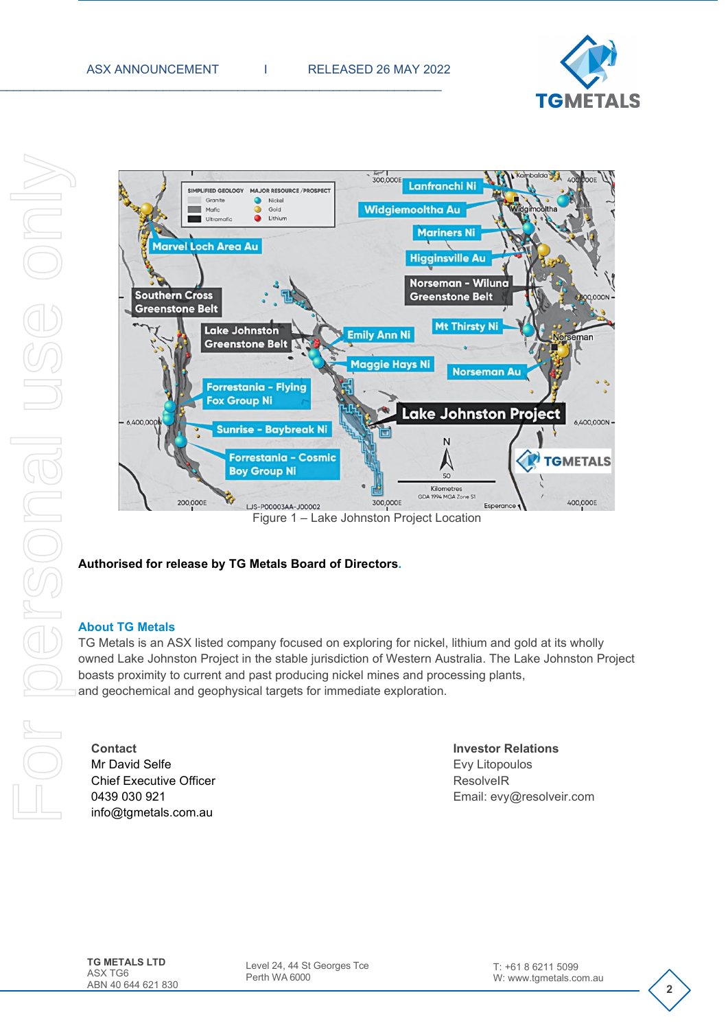Figure 1 – Lake Johnston Project Location

**Authorised for release by TG Metals Board of Directors.**

## About TG Metals

TG Metals is an ASX listed company focused on exploring for nickel, lithium and gold at its wholly owned Lake Johnston Project in the stable jurisdiction of Western Australia. The Lake Johnston Project boasts proximity to current and past producing nickel mines and processing plants, and geochemical and geophysical targets for immediate exploration.

**Contact**
Mr David Selfe
Chief Executive Officer
0439 030 921
info@tgmetals.com.au

**Investor Relations**
Evy Litopoulos
ResolveIR
Email: evy@resolveir.com